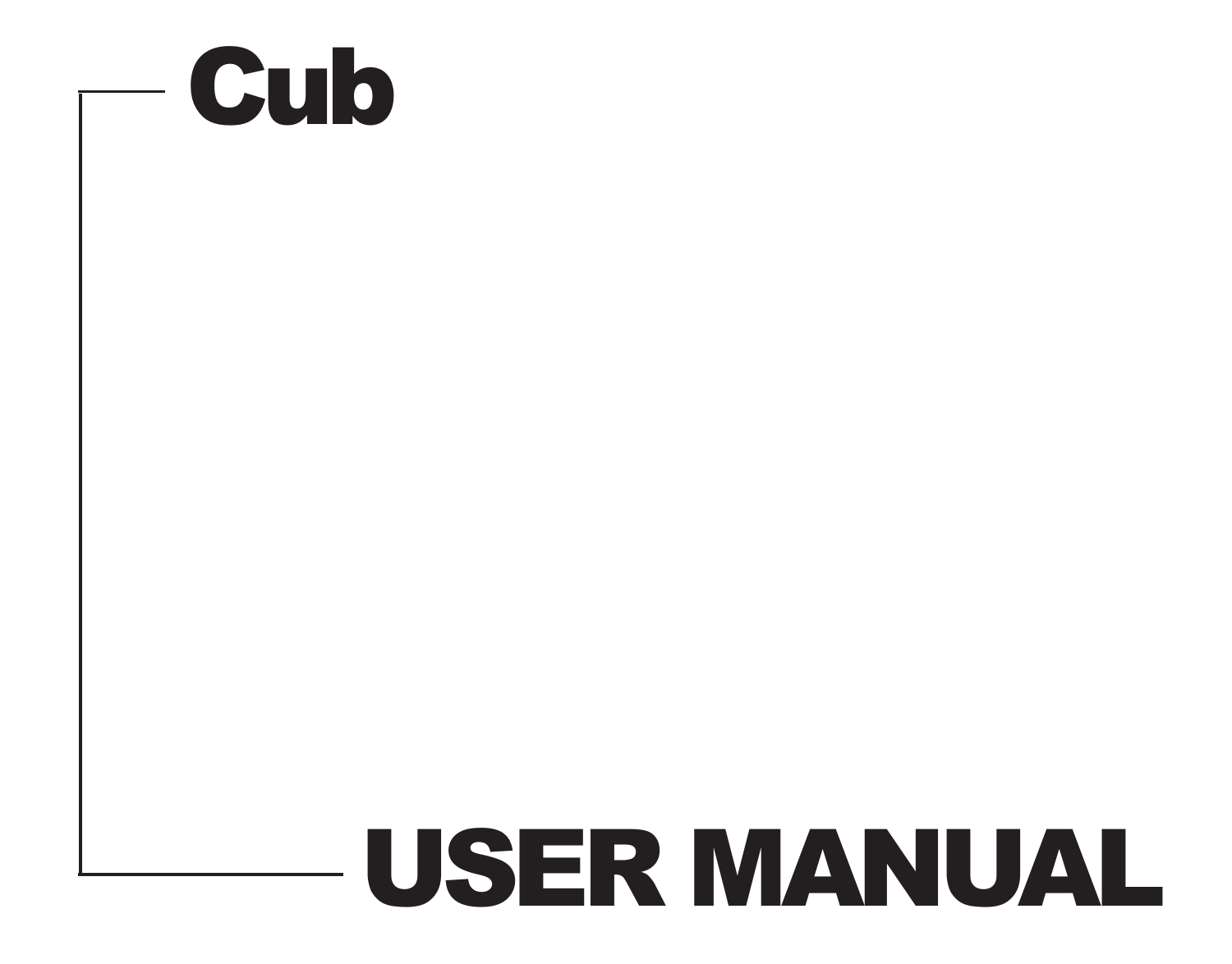# Cub

# USER MANUAL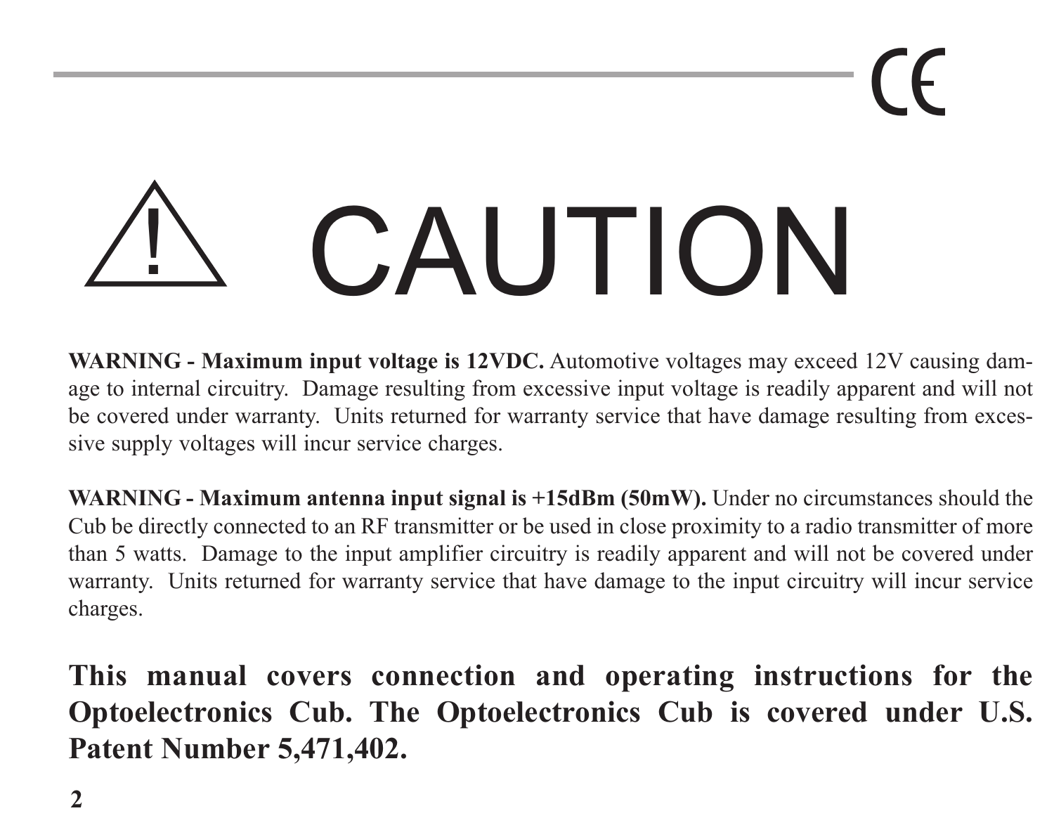# ⚠ CAUTION

**WARNING - Maximum input voltage is 12VDC.** Automotive voltages may exceed 12V causing damage to internal circuitry. Damage resulting from excessive input voltage is readily apparent and will not be covered under warranty. Units returned for warranty service that have damage resulting from excessive supply voltages will incur service charges.

**WARNING - Maximum antenna input signal is +15dBm (50mW).** Under no circumstances should the Cub be directly connected to an RF transmitter or be used in close proximity to a radio transmitter of more than 5 watts. Damage to the input amplifier circuitry is readily apparent and will not be covered under warranty. Units returned for warranty service that have damage to the input circuitry will incur service charges.

**This manual covers connection and operating instructions for the Optoelectronics Cub. The Optoelectronics Cub is covered under U.S. Patent Number 5,471,402.**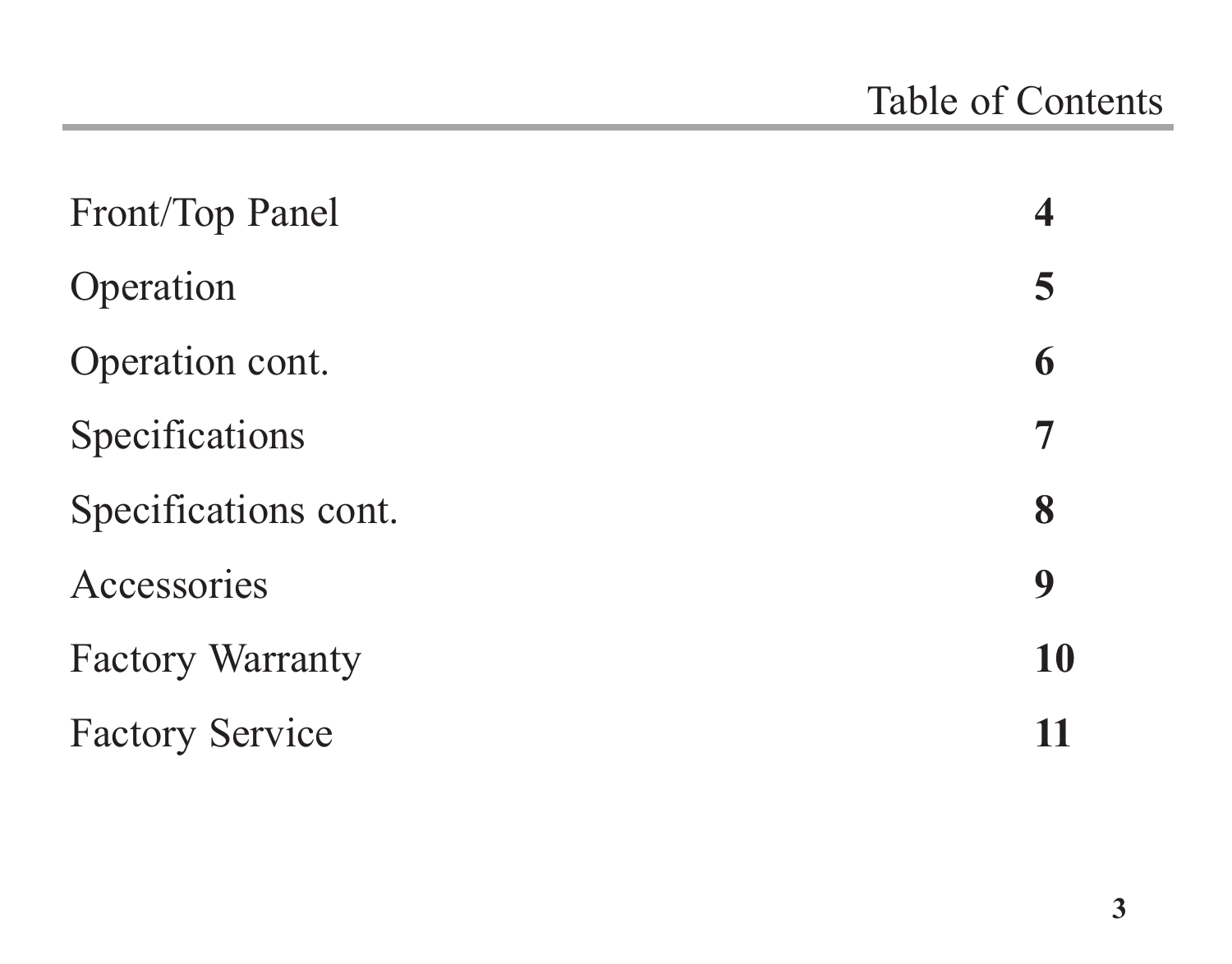# Table of Contents

| | |
|---|---|
| Front/Top Panel | **4** |
| Operation | **5** |
| Operation cont. | **6** |
| Specifications | **7** |
| Specifications cont. | **8** |
| Accessories | **9** |
| Factory Warranty | **10** |
| Factory Service | **11** |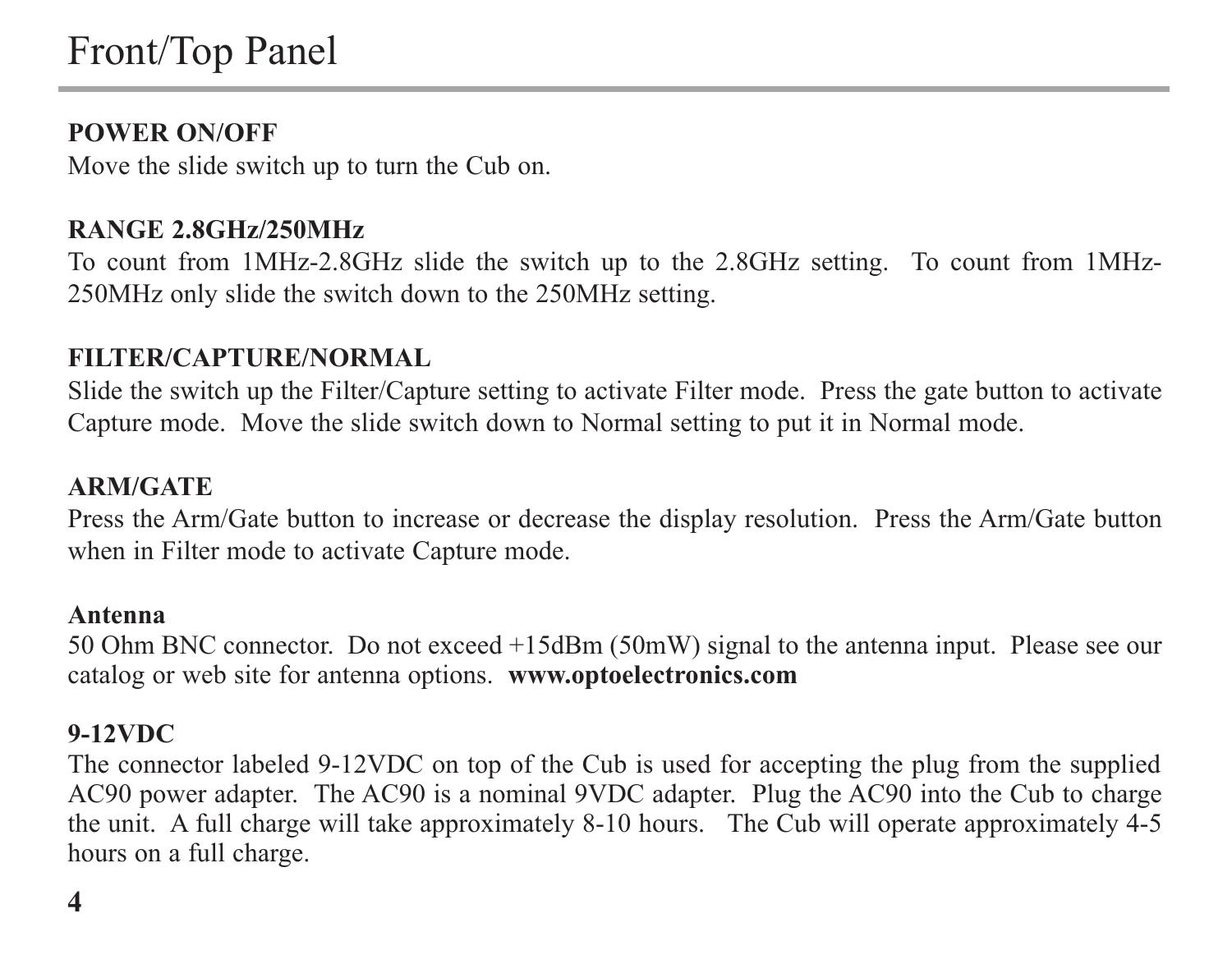# Front/Top Panel

**POWER ON/OFF**

Move the slide switch up to turn the Cub on.

**RANGE 2.8GHz/250MHz**

To count from 1MHz-2.8GHz slide the switch up to the 2.8GHz setting. To count from 1MHz-250MHz only slide the switch down to the 250MHz setting.

**FILTER/CAPTURE/NORMAL**

Slide the switch up the Filter/Capture setting to activate Filter mode. Press the gate button to activate Capture mode. Move the slide switch down to Normal setting to put it in Normal mode.

**ARM/GATE**

Press the Arm/Gate button to increase or decrease the display resolution. Press the Arm/Gate button when in Filter mode to activate Capture mode.

**Antenna**

50 Ohm BNC connector. Do not exceed +15dBm (50mW) signal to the antenna input. Please see our catalog or web site for antenna options. **www.optoelectronics.com**

**9-12VDC**

The connector labeled 9-12VDC on top of the Cub is used for accepting the plug from the supplied AC90 power adapter. The AC90 is a nominal 9VDC adapter. Plug the AC90 into the Cub to charge the unit. A full charge will take approximately 8-10 hours. The Cub will operate approximately 4-5 hours on a full charge.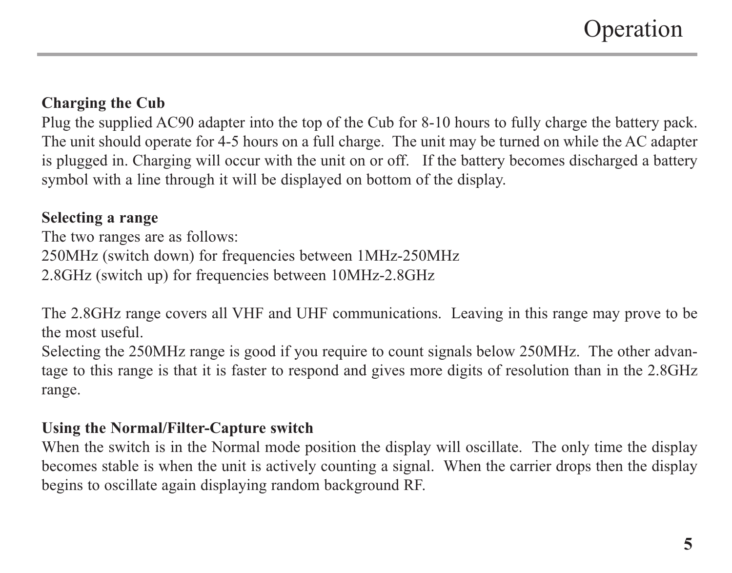# Operation

**Charging the Cub**
Plug the supplied AC90 adapter into the top of the Cub for 8-10 hours to fully charge the battery pack. The unit should operate for 4-5 hours on a full charge. The unit may be turned on while the AC adapter is plugged in. Charging will occur with the unit on or off. If the battery becomes discharged a battery symbol with a line through it will be displayed on bottom of the display.

**Selecting a range**
The two ranges are as follows:
250MHz (switch down) for frequencies between 1MHz-250MHz
2.8GHz (switch up) for frequencies between 10MHz-2.8GHz

The 2.8GHz range covers all VHF and UHF communications. Leaving in this range may prove to be the most useful.
Selecting the 250MHz range is good if you require to count signals below 250MHz. The other advantage to this range is that it is faster to respond and gives more digits of resolution than in the 2.8GHz range.

**Using the Normal/Filter-Capture switch**
When the switch is in the Normal mode position the display will oscillate. The only time the display becomes stable is when the unit is actively counting a signal. When the carrier drops then the display begins to oscillate again displaying random background RF.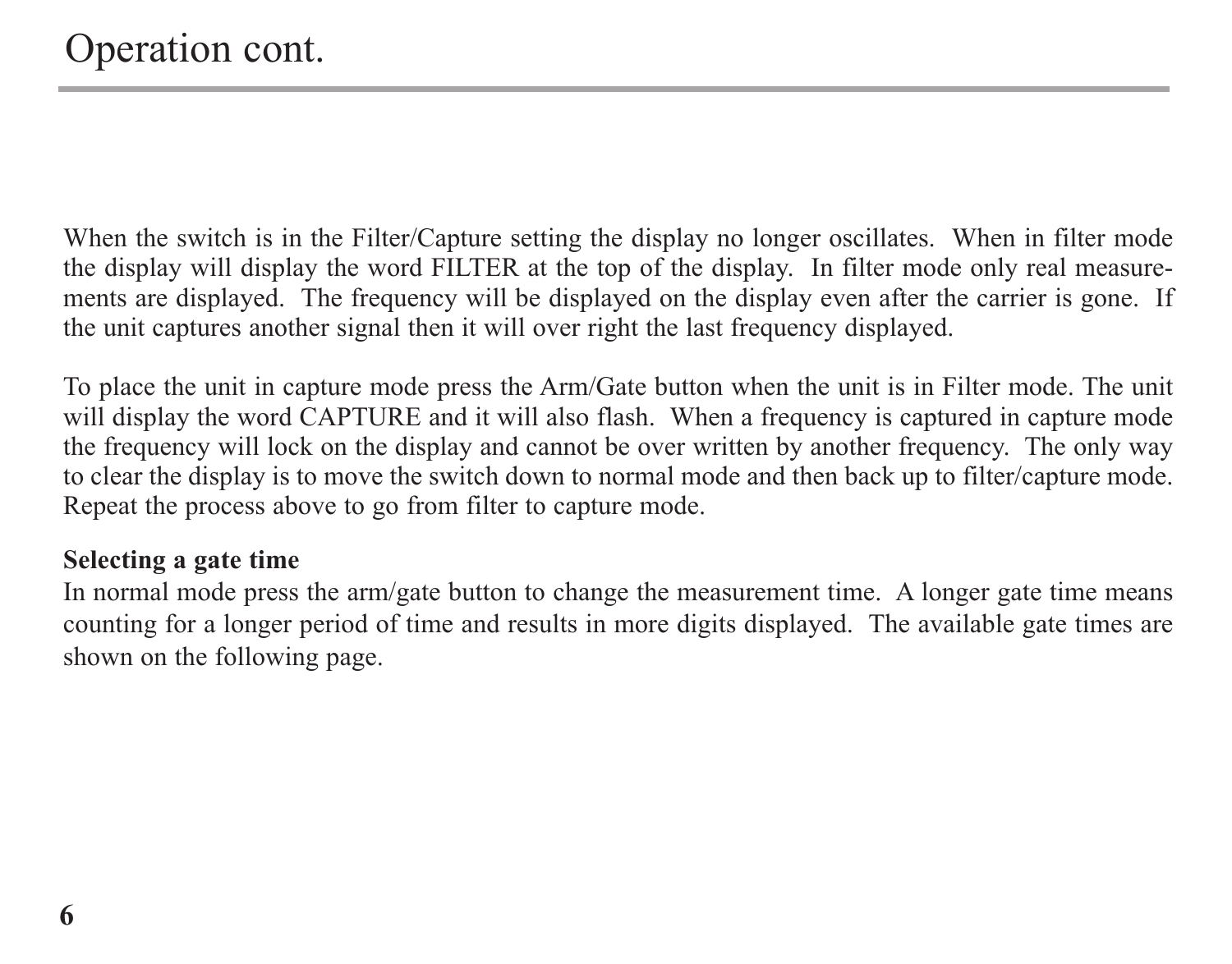# Operation cont.

When the switch is in the Filter/Capture setting the display no longer oscillates. When in filter mode the display will display the word FILTER at the top of the display. In filter mode only real measurements are displayed. The frequency will be displayed on the display even after the carrier is gone. If the unit captures another signal then it will over right the last frequency displayed.

To place the unit in capture mode press the Arm/Gate button when the unit is in Filter mode. The unit will display the word CAPTURE and it will also flash. When a frequency is captured in capture mode the frequency will lock on the display and cannot be over written by another frequency. The only way to clear the display is to move the switch down to normal mode and then back up to filter/capture mode. Repeat the process above to go from filter to capture mode.

**Selecting a gate time**

In normal mode press the arm/gate button to change the measurement time. A longer gate time means counting for a longer period of time and results in more digits displayed. The available gate times are shown on the following page.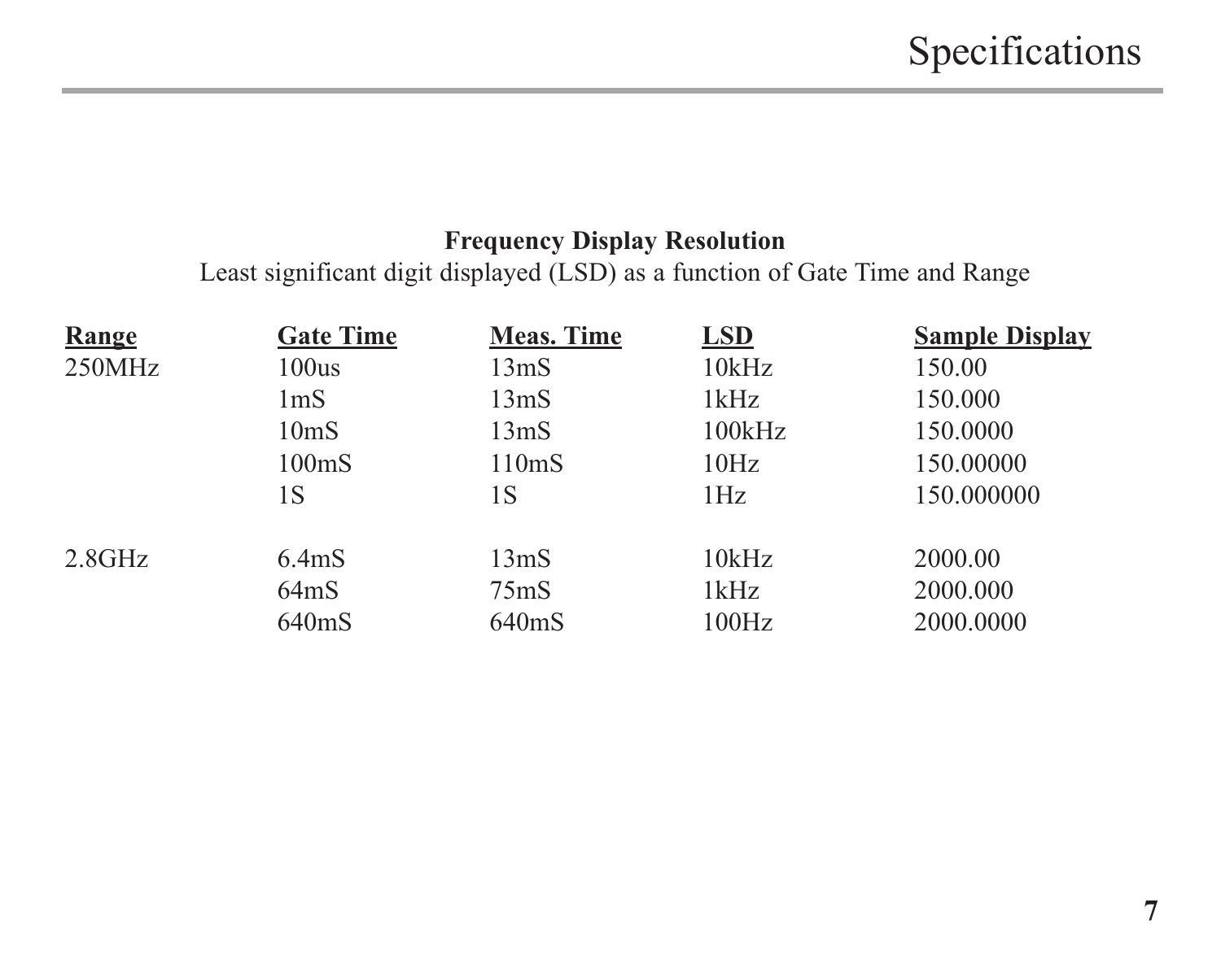## Frequency Display Resolution

Least significant digit displayed (LSD) as a function of Gate Time and Range

| Range | Gate Time | Meas. Time | LSD | Sample Display |
|---|---|---|---|---|
| 250MHz | 100us | 13mS | 10kHz | 150.00 |
| | 1mS | 13mS | 1kHz | 150.000 |
| | 10mS | 13mS | 100kHz | 150.0000 |
| | 100mS | 110mS | 10Hz | 150.00000 |
| | 1S | 1S | 1Hz | 150.000000 |
| 2.8GHz | 6.4mS | 13mS | 10kHz | 2000.00 |
| | 64mS | 75mS | 1kHz | 2000.000 |
| | 640mS | 640mS | 100Hz | 2000.0000 |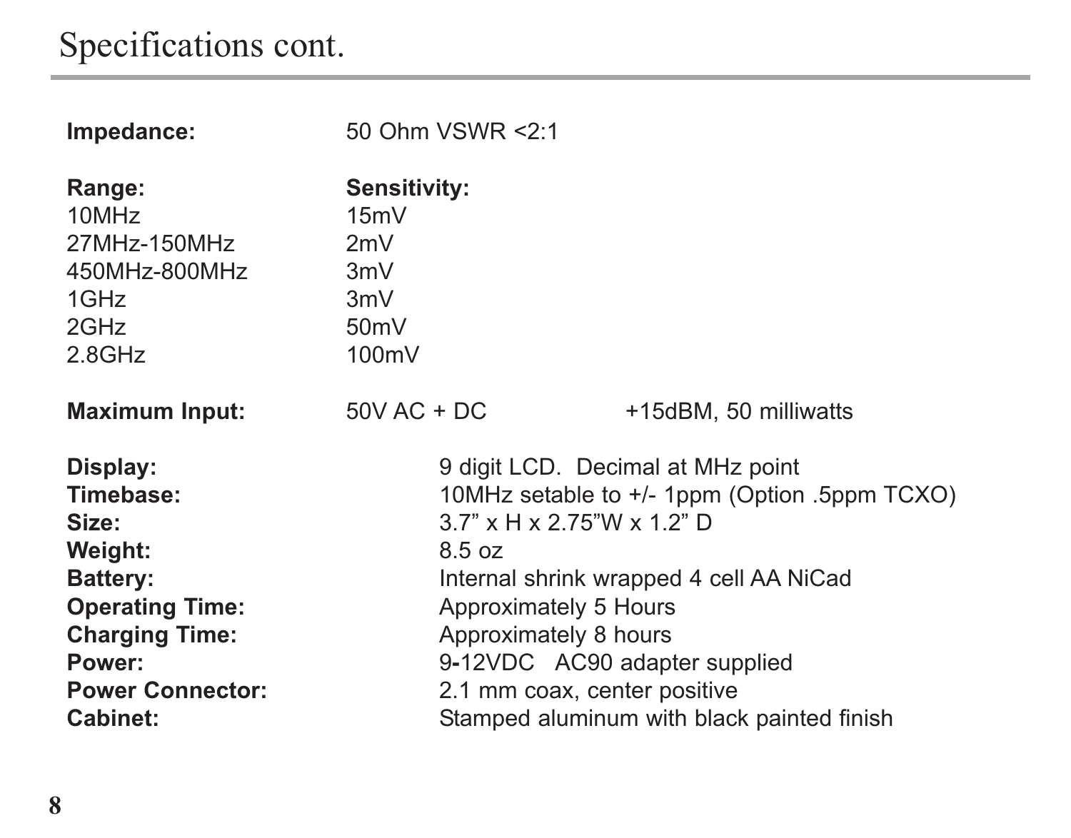# Specifications cont.

**Impedance:** 50 Ohm VSWR <2:1

| **Range:** | **Sensitivity:** |
|---|---|
| 10MHz | 15mV |
| 27MHz-150MHz | 2mV |
| 450MHz-800MHz | 3mV |
| 1GHz | 3mV |
| 2GHz | 50mV |
| 2.8GHz | 100mV |

**Maximum Input:** 50V AC + DC &nbsp;&nbsp;&nbsp; +15dBM, 50 milliwatts

**Display:** 9 digit LCD. Decimal at MHz point
**Timebase:** 10MHz setable to +/- 1ppm (Option .5ppm TCXO)
**Size:** 3.7” x H x 2.75”W x 1.2” D
**Weight:** 8.5 oz
**Battery:** Internal shrink wrapped 4 cell AA NiCad
**Operating Time:** Approximately 5 Hours
**Charging Time:** Approximately 8 hours
**Power:** 9-12VDC AC90 adapter supplied
**Power Connector:** 2.1 mm coax, center positive
**Cabinet:** Stamped aluminum with black painted finish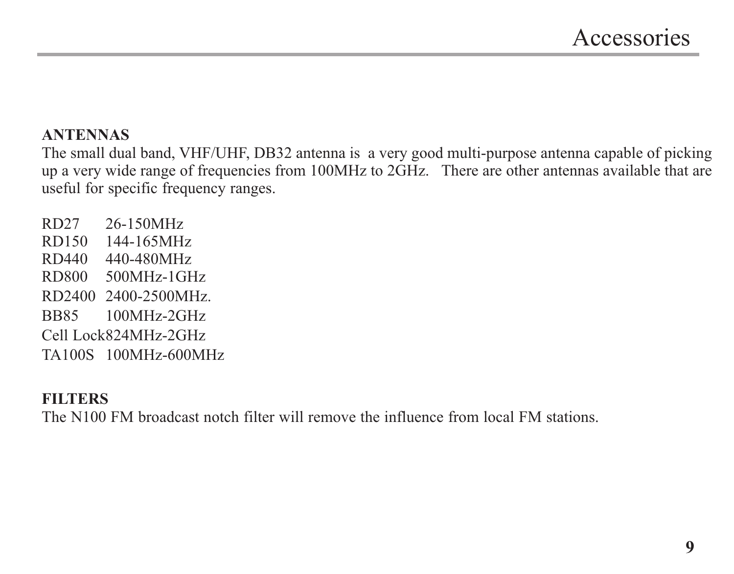# Accessories

**ANTENNAS**

The small dual band, VHF/UHF, DB32 antenna is a very good multi-purpose antenna capable of picking up a very wide range of frequencies from 100MHz to 2GHz. There are other antennas available that are useful for specific frequency ranges.

| | |
|---|---|
| RD27 | 26-150MHz |
| RD150 | 144-165MHz |
| RD440 | 440-480MHz |
| RD800 | 500MHz-1GHz |
| RD2400 | 2400-2500MHz. |
| BB85 | 100MHz-2GHz |
| Cell Lock | 824MHz-2GHz |
| TA100S | 100MHz-600MHz |

**FILTERS**

The N100 FM broadcast notch filter will remove the influence from local FM stations.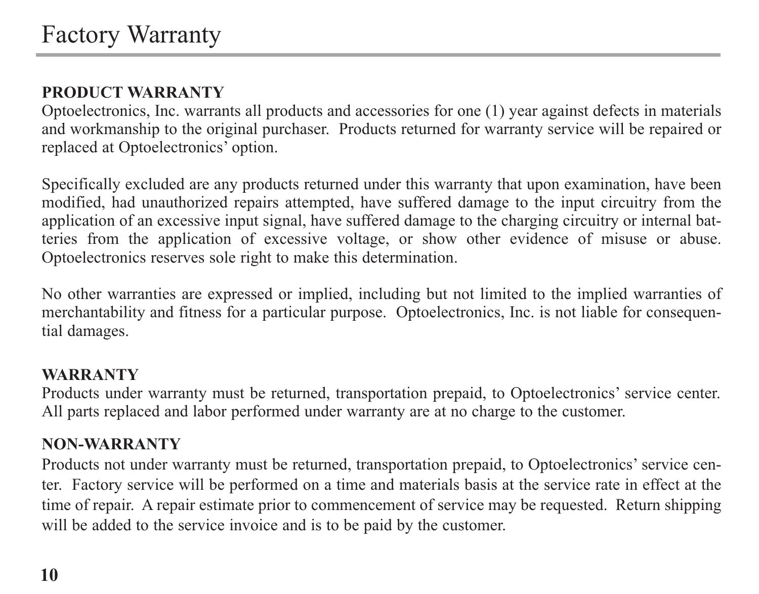# Factory Warranty

**PRODUCT WARRANTY**

Optoelectronics, Inc. warrants all products and accessories for one (1) year against defects in materials and workmanship to the original purchaser. Products returned for warranty service will be repaired or replaced at Optoelectronics' option.

Specifically excluded are any products returned under this warranty that upon examination, have been modified, had unauthorized repairs attempted, have suffered damage to the input circuitry from the application of an excessive input signal, have suffered damage to the charging circuitry or internal batteries from the application of excessive voltage, or show other evidence of misuse or abuse. Optoelectronics reserves sole right to make this determination.

No other warranties are expressed or implied, including but not limited to the implied warranties of merchantability and fitness for a particular purpose. Optoelectronics, Inc. is not liable for consequential damages.

**WARRANTY**

Products under warranty must be returned, transportation prepaid, to Optoelectronics' service center. All parts replaced and labor performed under warranty are at no charge to the customer.

**NON-WARRANTY**

Products not under warranty must be returned, transportation prepaid, to Optoelectronics' service center. Factory service will be performed on a time and materials basis at the service rate in effect at the time of repair. A repair estimate prior to commencement of service may be requested. Return shipping will be added to the service invoice and is to be paid by the customer.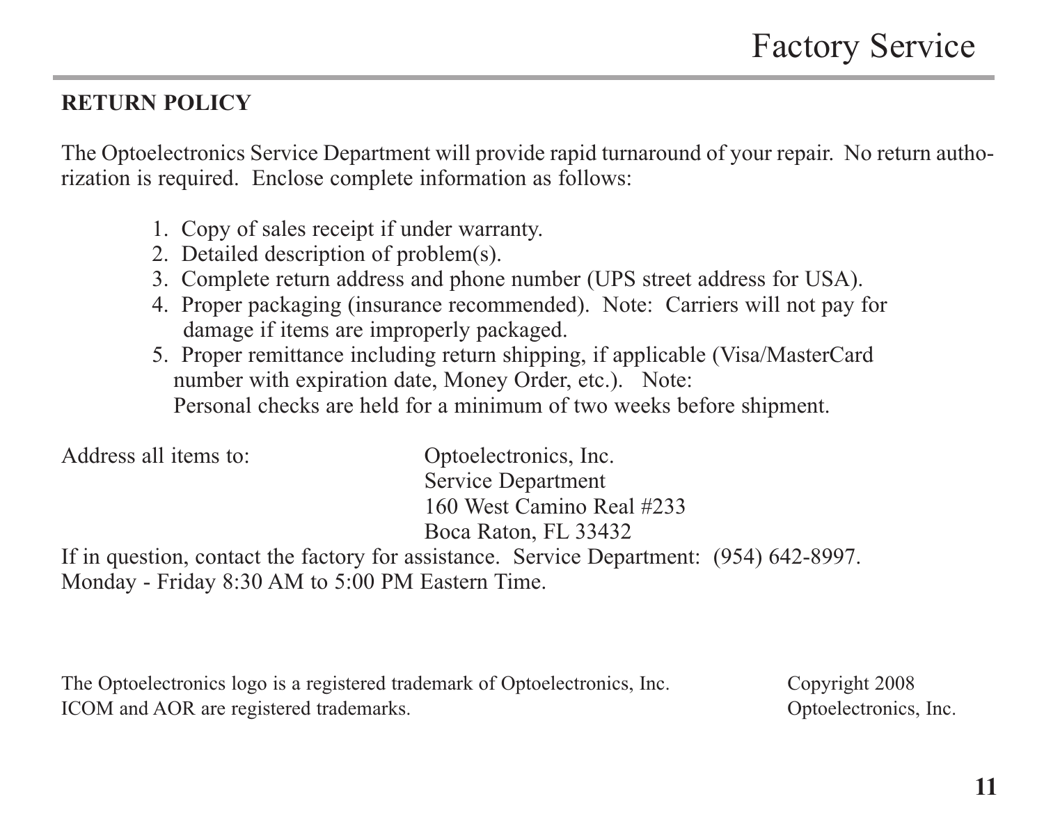# Factory Service

## RETURN POLICY

The Optoelectronics Service Department will provide rapid turnaround of your repair. No return authorization is required. Enclose complete information as follows:

1. Copy of sales receipt if under warranty.
2. Detailed description of problem(s).
3. Complete return address and phone number (UPS street address for USA).
4. Proper packaging (insurance recommended). Note: Carriers will not pay for damage if items are improperly packaged.
5. Proper remittance including return shipping, if applicable (Visa/MasterCard number with expiration date, Money Order, etc.). Note: Personal checks are held for a minimum of two weeks before shipment.

Address all items to:

Optoelectronics, Inc.
Service Department
160 West Camino Real #233
Boca Raton, FL 33432

If in question, contact the factory for assistance. Service Department: (954) 642-8997.
Monday - Friday 8:30 AM to 5:00 PM Eastern Time.

The Optoelectronics logo is a registered trademark of Optoelectronics, Inc.
ICOM and AOR are registered trademarks.

Copyright 2008
Optoelectronics, Inc.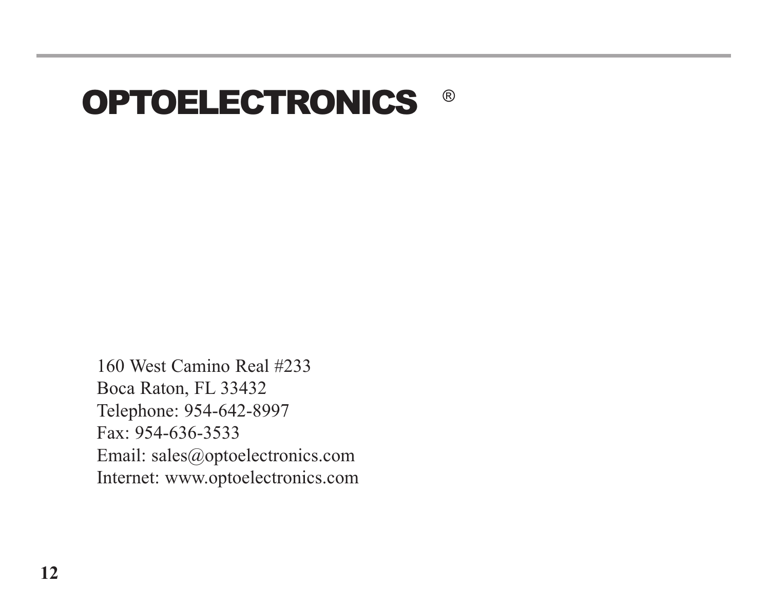# OPTOELECTRONICS®

160 West Camino Real #233
Boca Raton, FL 33432
Telephone: 954-642-8997
Fax: 954-636-3533
Email: sales@optoelectronics.com
Internet: www.optoelectronics.com